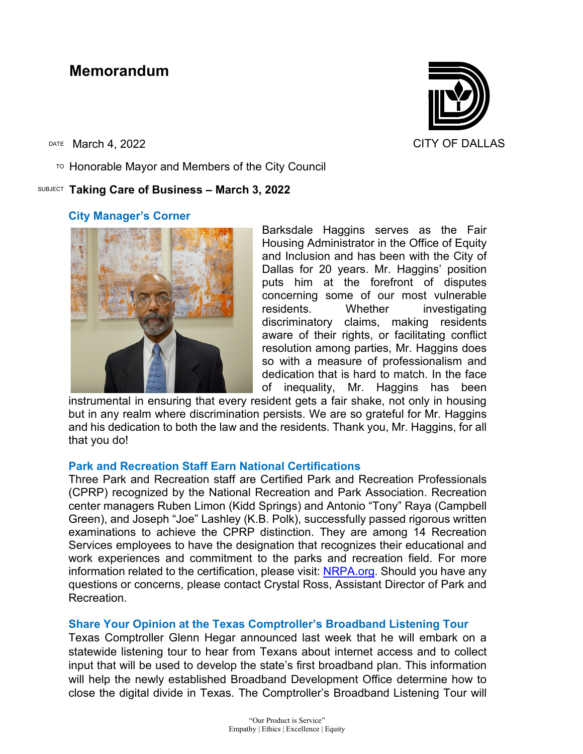# Memorandum

CITY OF DALLAS

DATE March 4, 2022

TO Honorable Mayor and Members of the City Council

SUBJECT **Taking Care of Business – March 3, 2022**

## City Manager's Corner

Barksdale Haggins serves as the Fair Housing Administrator in the Office of Equity and Inclusion and has been with the City of Dallas for 20 years. Mr. Haggins' position puts him at the forefront of disputes concerning some of our most vulnerable residents. Whether investigating discriminatory claims, making residents aware of their rights, or facilitating conflict resolution among parties, Mr. Haggins does so with a measure of professionalism and dedication that is hard to match. In the face of inequality, Mr. Haggins has been instrumental in ensuring that every resident gets a fair shake, not only in housing but in any realm where discrimination persists. We are so grateful for Mr. Haggins and his dedication to both the law and the residents. Thank you, Mr. Haggins, for all that you do!

## Park and Recreation Staff Earn National Certifications

Three Park and Recreation staff are Certified Park and Recreation Professionals (CPRP) recognized by the National Recreation and Park Association. Recreation center managers Ruben Limon (Kidd Springs) and Antonio "Tony" Raya (Campbell Green), and Joseph "Joe" Lashley (K.B. Polk), successfully passed rigorous written examinations to achieve the CPRP distinction. They are among 14 Recreation Services employees to have the designation that recognizes their educational and work experiences and commitment to the parks and recreation field. For more information related to the certification, please visit: [NRPA.org](NRPA.org). Should you have any questions or concerns, please contact Crystal Ross, Assistant Director of Park and Recreation.

## Share Your Opinion at the Texas Comptroller's Broadband Listening Tour

Texas Comptroller Glenn Hegar announced last week that he will embark on a statewide listening tour to hear from Texans about internet access and to collect input that will be used to develop the state's first broadband plan. This information will help the newly established Broadband Development Office determine how to close the digital divide in Texas. The Comptroller's Broadband Listening Tour will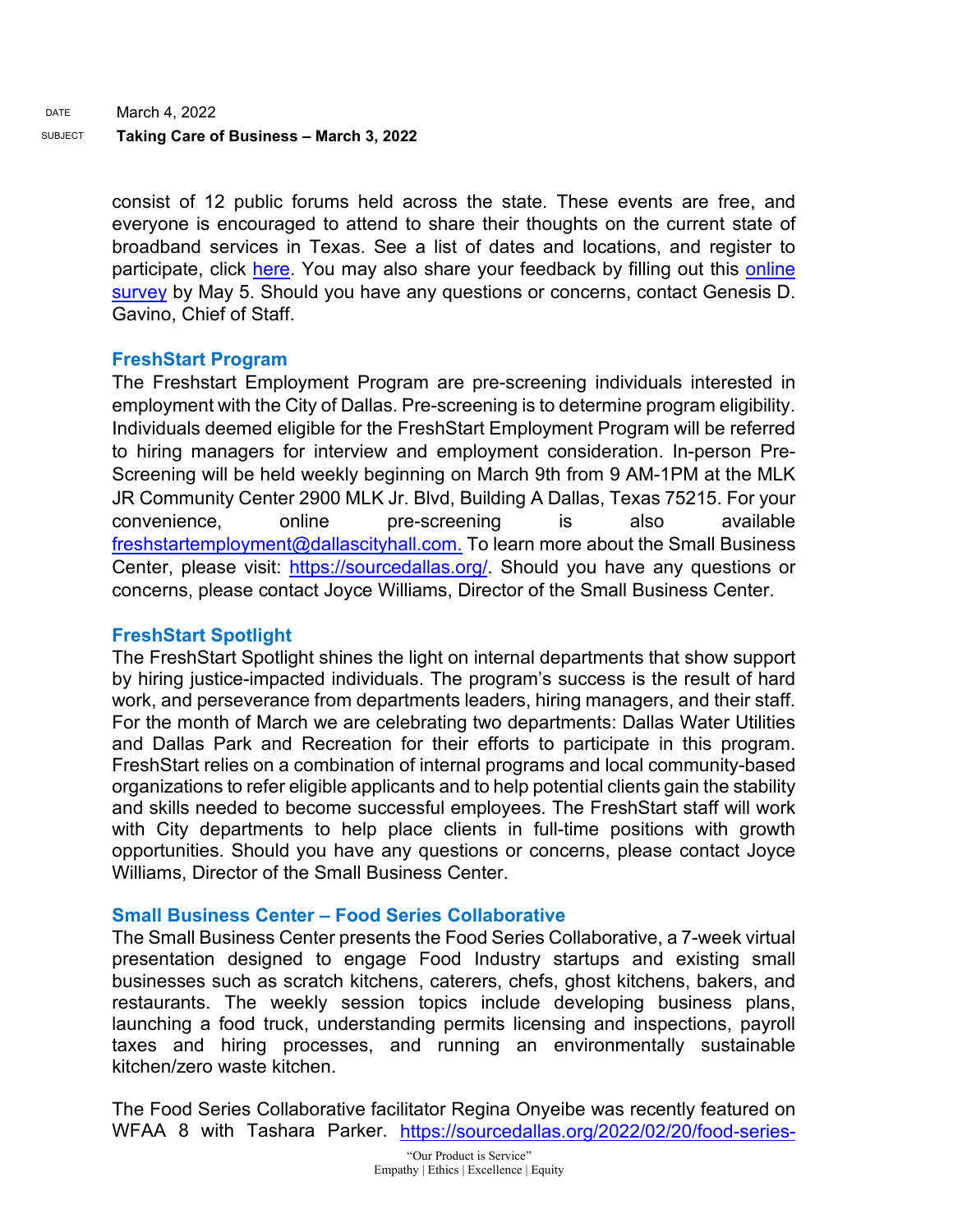consist of 12 public forums held across the state. These events are free, and everyone is encouraged to attend to share their thoughts on the current state of broadband services in Texas. See a list of dates and locations, and register to participate, click here. You may also share your feedback by filling out this online survey by May 5. Should you have any questions or concerns, contact Genesis D. Gavino, Chief of Staff.

### FreshStart Program

The Freshstart Employment Program are pre-screening individuals interested in employment with the City of Dallas. Pre-screening is to determine program eligibility. Individuals deemed eligible for the FreshStart Employment Program will be referred to hiring managers for interview and employment consideration. In-person Pre-Screening will be held weekly beginning on March 9th from 9 AM-1PM at the MLK JR Community Center 2900 MLK Jr. Blvd, Building A Dallas, Texas 75215. For your convenience, online pre-screening is also available freshstartemployment@dallascityhall.com. To learn more about the Small Business Center, please visit: https://sourcedallas.org/. Should you have any questions or concerns, please contact Joyce Williams, Director of the Small Business Center.

### FreshStart Spotlight

The FreshStart Spotlight shines the light on internal departments that show support by hiring justice-impacted individuals. The program's success is the result of hard work, and perseverance from departments leaders, hiring managers, and their staff. For the month of March we are celebrating two departments: Dallas Water Utilities and Dallas Park and Recreation for their efforts to participate in this program. FreshStart relies on a combination of internal programs and local community-based organizations to refer eligible applicants and to help potential clients gain the stability and skills needed to become successful employees. The FreshStart staff will work with City departments to help place clients in full-time positions with growth opportunities. Should you have any questions or concerns, please contact Joyce Williams, Director of the Small Business Center.

### Small Business Center – Food Series Collaborative

The Small Business Center presents the Food Series Collaborative, a 7-week virtual presentation designed to engage Food Industry startups and existing small businesses such as scratch kitchens, caterers, chefs, ghost kitchens, bakers, and restaurants. The weekly session topics include developing business plans, launching a food truck, understanding permits licensing and inspections, payroll taxes and hiring processes, and running an environmentally sustainable kitchen/zero waste kitchen.

The Food Series Collaborative facilitator Regina Onyeibe was recently featured on WFAA 8 with Tashara Parker. https://sourcedallas.org/2022/02/20/food-series-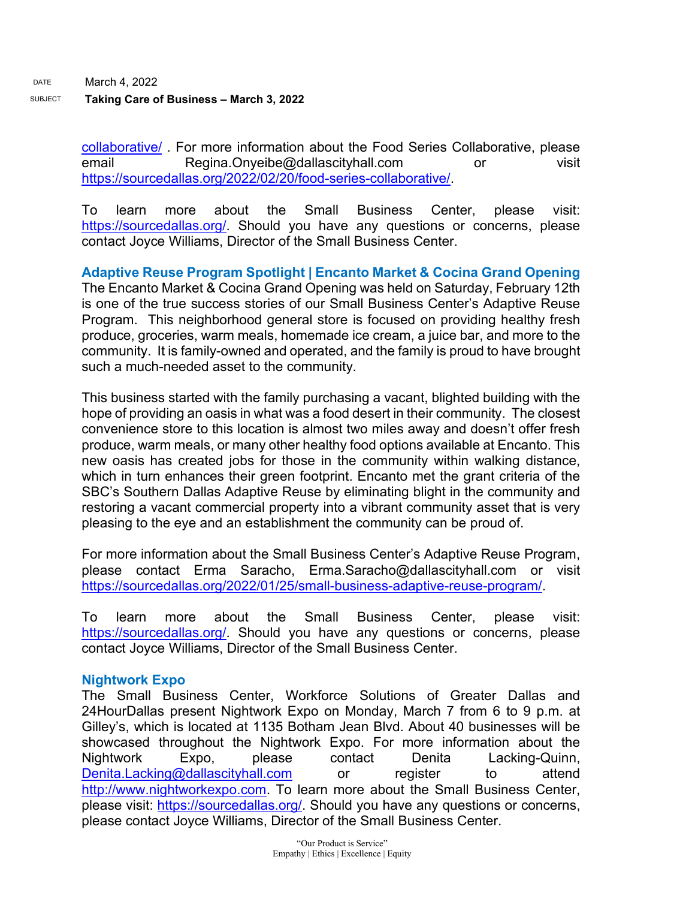collaborative/ . For more information about the Food Series Collaborative, please email Regina.Onyeibe@dallascityhall.com or visit https://sourcedallas.org/2022/02/20/food-series-collaborative/.

To learn more about the Small Business Center, please visit: https://sourcedallas.org/. Should you have any questions or concerns, please contact Joyce Williams, Director of the Small Business Center.

### Adaptive Reuse Program Spotlight | Encanto Market & Cocina Grand Opening

The Encanto Market & Cocina Grand Opening was held on Saturday, February 12th is one of the true success stories of our Small Business Center's Adaptive Reuse Program. This neighborhood general store is focused on providing healthy fresh produce, groceries, warm meals, homemade ice cream, a juice bar, and more to the community. It is family-owned and operated, and the family is proud to have brought such a much-needed asset to the community.

This business started with the family purchasing a vacant, blighted building with the hope of providing an oasis in what was a food desert in their community. The closest convenience store to this location is almost two miles away and doesn't offer fresh produce, warm meals, or many other healthy food options available at Encanto. This new oasis has created jobs for those in the community within walking distance, which in turn enhances their green footprint. Encanto met the grant criteria of the SBC's Southern Dallas Adaptive Reuse by eliminating blight in the community and restoring a vacant commercial property into a vibrant community asset that is very pleasing to the eye and an establishment the community can be proud of.

For more information about the Small Business Center's Adaptive Reuse Program, please contact Erma Saracho, Erma.Saracho@dallascityhall.com or visit https://sourcedallas.org/2022/01/25/small-business-adaptive-reuse-program/.

To learn more about the Small Business Center, please visit: https://sourcedallas.org/. Should you have any questions or concerns, please contact Joyce Williams, Director of the Small Business Center.

### Nightwork Expo

The Small Business Center, Workforce Solutions of Greater Dallas and 24HourDallas present Nightwork Expo on Monday, March 7 from 6 to 9 p.m. at Gilley's, which is located at 1135 Botham Jean Blvd. About 40 businesses will be showcased throughout the Nightwork Expo. For more information about the Nightwork Expo, please contact Denita Lacking-Quinn, Denita.Lacking@dallascityhall.com or register to attend http://www.nightworkexpo.com. To learn more about the Small Business Center, please visit: https://sourcedallas.org/. Should you have any questions or concerns, please contact Joyce Williams, Director of the Small Business Center.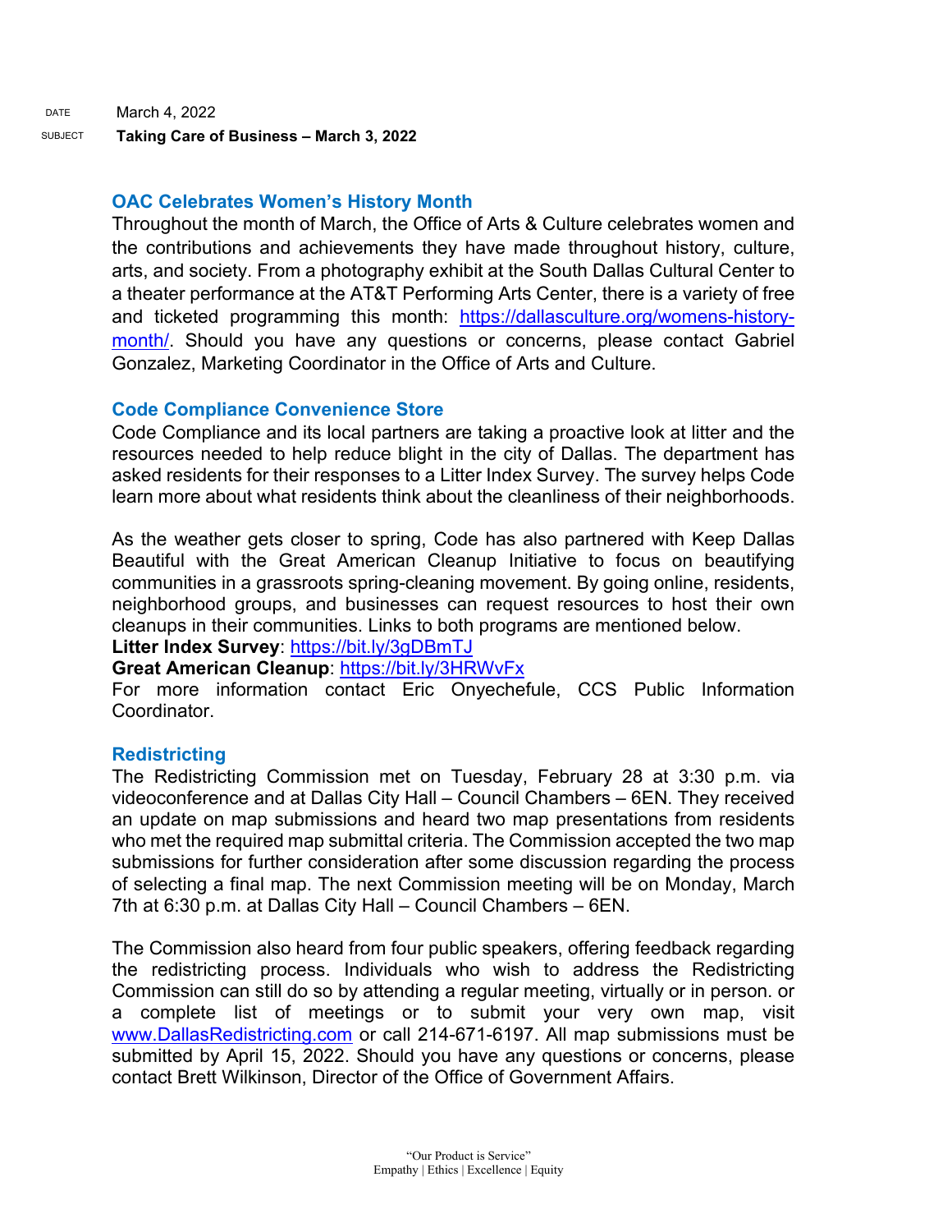DATE March 4, 2022

SUBJECT **Taking Care of Business – March 3, 2022**

### OAC Celebrates Women's History Month

Throughout the month of March, the Office of Arts & Culture celebrates women and the contributions and achievements they have made throughout history, culture, arts, and society. From a photography exhibit at the South Dallas Cultural Center to a theater performance at the AT&T Performing Arts Center, there is a variety of free and ticketed programming this month: https://dallasculture.org/womens-history-month/. Should you have any questions or concerns, please contact Gabriel Gonzalez, Marketing Coordinator in the Office of Arts and Culture.

### Code Compliance Convenience Store

Code Compliance and its local partners are taking a proactive look at litter and the resources needed to help reduce blight in the city of Dallas. The department has asked residents for their responses to a Litter Index Survey. The survey helps Code learn more about what residents think about the cleanliness of their neighborhoods.

As the weather gets closer to spring, Code has also partnered with Keep Dallas Beautiful with the Great American Cleanup Initiative to focus on beautifying communities in a grassroots spring-cleaning movement. By going online, residents, neighborhood groups, and businesses can request resources to host their own cleanups in their communities. Links to both programs are mentioned below.

**Litter Index Survey**: https://bit.ly/3gDBmTJ

**Great American Cleanup**: https://bit.ly/3HRWvFx

For more information contact Eric Onyechefule, CCS Public Information Coordinator.

### Redistricting

The Redistricting Commission met on Tuesday, February 28 at 3:30 p.m. via videoconference and at Dallas City Hall – Council Chambers – 6EN. They received an update on map submissions and heard two map presentations from residents who met the required map submittal criteria. The Commission accepted the two map submissions for further consideration after some discussion regarding the process of selecting a final map. The next Commission meeting will be on Monday, March 7th at 6:30 p.m. at Dallas City Hall – Council Chambers – 6EN.

The Commission also heard from four public speakers, offering feedback regarding the redistricting process. Individuals who wish to address the Redistricting Commission can still do so by attending a regular meeting, virtually or in person. or a complete list of meetings or to submit your very own map, visit www.DallasRedistricting.com or call 214-671-6197. All map submissions must be submitted by April 15, 2022. Should you have any questions or concerns, please contact Brett Wilkinson, Director of the Office of Government Affairs.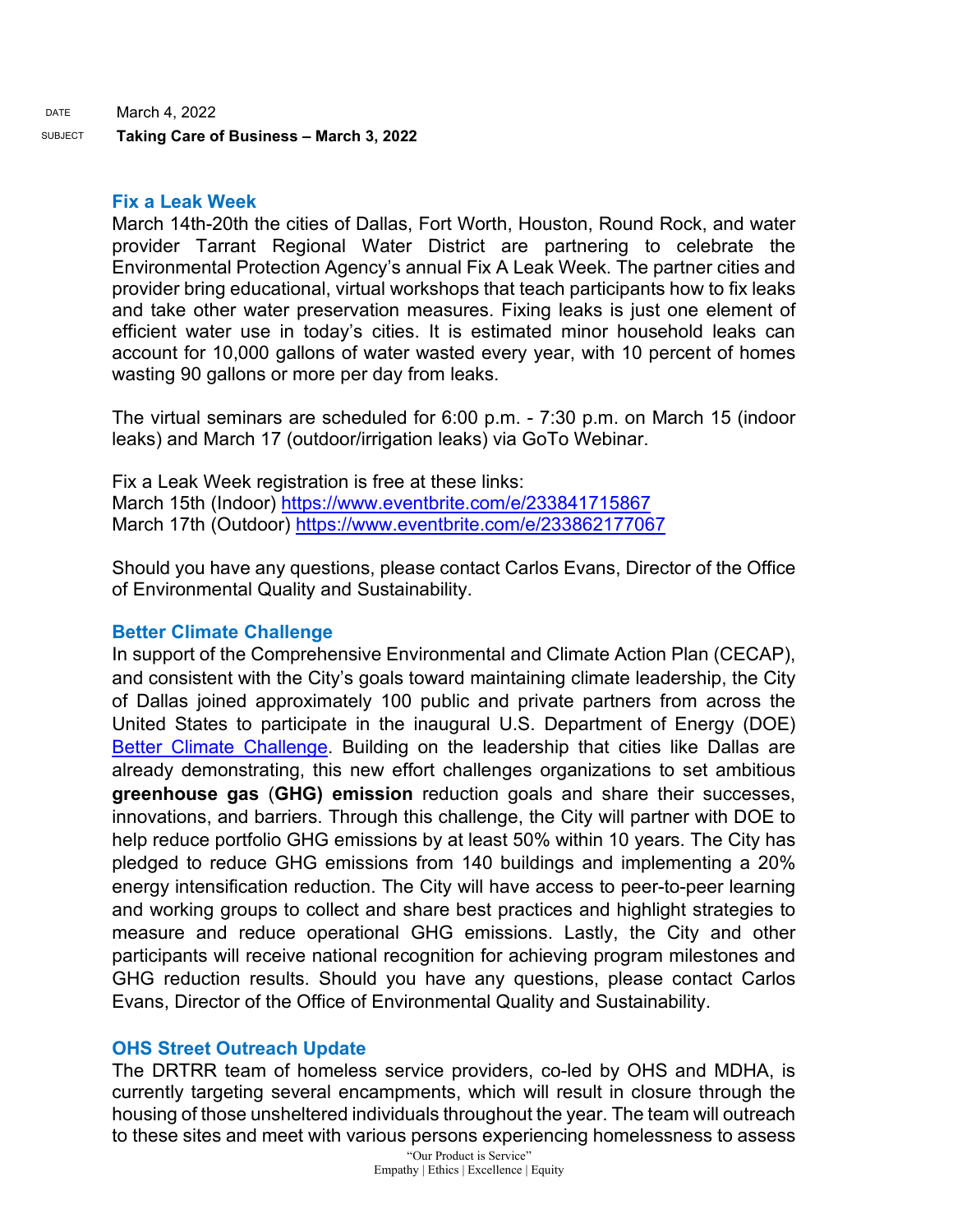DATE March 4, 2022

SUBJECT **Taking Care of Business – March 3, 2022**

### Fix a Leak Week

March 14th-20th the cities of Dallas, Fort Worth, Houston, Round Rock, and water provider Tarrant Regional Water District are partnering to celebrate the Environmental Protection Agency's annual Fix A Leak Week. The partner cities and provider bring educational, virtual workshops that teach participants how to fix leaks and take other water preservation measures. Fixing leaks is just one element of efficient water use in today's cities. It is estimated minor household leaks can account for 10,000 gallons of water wasted every year, with 10 percent of homes wasting 90 gallons or more per day from leaks.

The virtual seminars are scheduled for 6:00 p.m. - 7:30 p.m. on March 15 (indoor leaks) and March 17 (outdoor/irrigation leaks) via GoTo Webinar.

Fix a Leak Week registration is free at these links:
March 15th (Indoor) https://www.eventbrite.com/e/233841715867
March 17th (Outdoor) https://www.eventbrite.com/e/233862177067

Should you have any questions, please contact Carlos Evans, Director of the Office of Environmental Quality and Sustainability.

### Better Climate Challenge

In support of the Comprehensive Environmental and Climate Action Plan (CECAP), and consistent with the City's goals toward maintaining climate leadership, the City of Dallas joined approximately 100 public and private partners from across the United States to participate in the inaugural U.S. Department of Energy (DOE) Better Climate Challenge. Building on the leadership that cities like Dallas are already demonstrating, this new effort challenges organizations to set ambitious **greenhouse gas** (**GHG) emission** reduction goals and share their successes, innovations, and barriers. Through this challenge, the City will partner with DOE to help reduce portfolio GHG emissions by at least 50% within 10 years. The City has pledged to reduce GHG emissions from 140 buildings and implementing a 20% energy intensification reduction. The City will have access to peer-to-peer learning and working groups to collect and share best practices and highlight strategies to measure and reduce operational GHG emissions. Lastly, the City and other participants will receive national recognition for achieving program milestones and GHG reduction results. Should you have any questions, please contact Carlos Evans, Director of the Office of Environmental Quality and Sustainability.

### OHS Street Outreach Update

The DRTRR team of homeless service providers, co-led by OHS and MDHA, is currently targeting several encampments, which will result in closure through the housing of those unsheltered individuals throughout the year. The team will outreach to these sites and meet with various persons experiencing homelessness to assess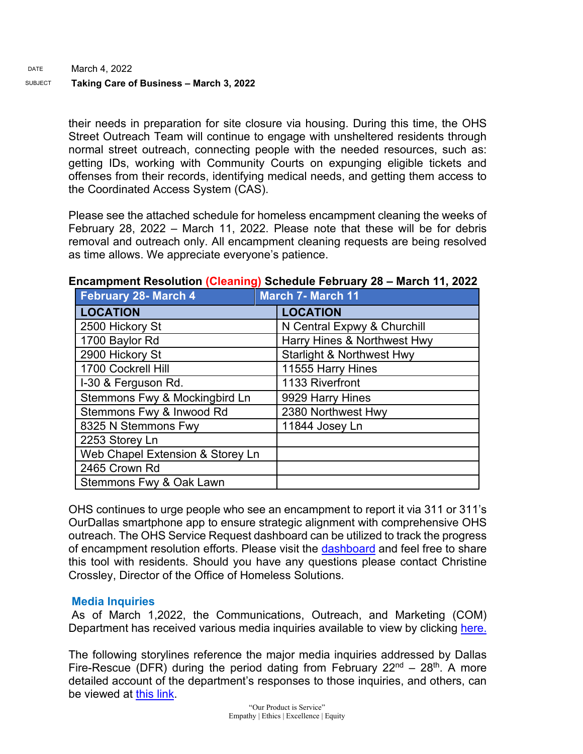their needs in preparation for site closure via housing. During this time, the OHS Street Outreach Team will continue to engage with unsheltered residents through normal street outreach, connecting people with the needed resources, such as: getting IDs, working with Community Courts on expunging eligible tickets and offenses from their records, identifying medical needs, and getting them access to the Coordinated Access System (CAS).

Please see the attached schedule for homeless encampment cleaning the weeks of February 28, 2022 – March 11, 2022. Please note that these will be for debris removal and outreach only. All encampment cleaning requests are being resolved as time allows. We appreciate everyone's patience.

**Encampment Resolution (Cleaning) Schedule February 28 – March 11, 2022**

| February 28- March 4 | March 7- March 11 |
|---|---|
| **LOCATION** | **LOCATION** |
| 2500 Hickory St | N Central Expwy & Churchill |
| 1700 Baylor Rd | Harry Hines & Northwest Hwy |
| 2900 Hickory St | Starlight & Northwest Hwy |
| 1700 Cockrell Hill | 11555 Harry Hines |
| I-30 & Ferguson Rd. | 1133 Riverfront |
| Stemmons Fwy & Mockingbird Ln | 9929 Harry Hines |
| Stemmons Fwy & Inwood Rd | 2380 Northwest Hwy |
| 8325 N Stemmons Fwy | 11844 Josey Ln |
| 2253 Storey Ln | |
| Web Chapel Extension & Storey Ln | |
| 2465 Crown Rd | |
| Stemmons Fwy & Oak Lawn | |

OHS continues to urge people who see an encampment to report it via 311 or 311's OurDallas smartphone app to ensure strategic alignment with comprehensive OHS outreach. The OHS Service Request dashboard can be utilized to track the progress of encampment resolution efforts. Please visit the dashboard and feel free to share this tool with residents. Should you have any questions please contact Christine Crossley, Director of the Office of Homeless Solutions.

### Media Inquiries

As of March 1,2022, the Communications, Outreach, and Marketing (COM) Department has received various media inquiries available to view by clicking here.

The following storylines reference the major media inquiries addressed by Dallas Fire-Rescue (DFR) during the period dating from February 22nd – 28th. A more detailed account of the department's responses to those inquiries, and others, can be viewed at this link.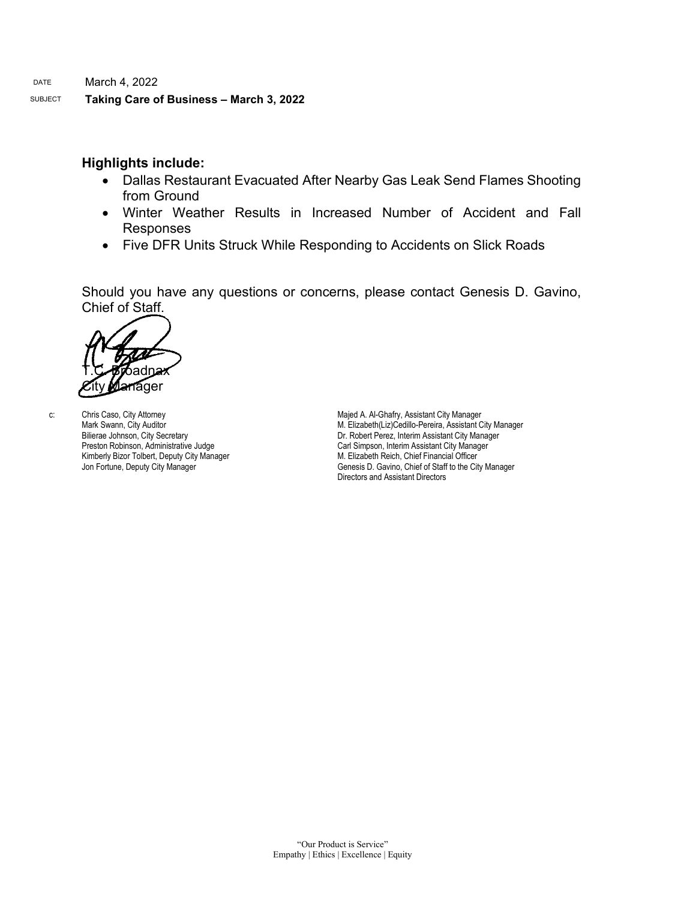DATE March 4, 2022

SUBJECT **Taking Care of Business – March 3, 2022**

**Highlights include:**

- Dallas Restaurant Evacuated After Nearby Gas Leak Send Flames Shooting from Ground
- Winter Weather Results in Increased Number of Accident and Fall Responses
- Five DFR Units Struck While Responding to Accidents on Slick Roads

Should you have any questions or concerns, please contact Genesis D. Gavino, Chief of Staff.

T.C. Broadnax
City Manager

c:
Chris Caso, City Attorney
Mark Swann, City Auditor
Bilierae Johnson, City Secretary
Preston Robinson, Administrative Judge
Kimberly Bizor Tolbert, Deputy City Manager
Jon Fortune, Deputy City Manager
Majed A. Al-Ghafry, Assistant City Manager
M. Elizabeth(Liz)Cedillo-Pereira, Assistant City Manager
Dr. Robert Perez, Interim Assistant City Manager
Carl Simpson, Interim Assistant City Manager
M. Elizabeth Reich, Chief Financial Officer
Genesis D. Gavino, Chief of Staff to the City Manager
Directors and Assistant Directors

"Our Product is Service"
Empathy | Ethics | Excellence | Equity